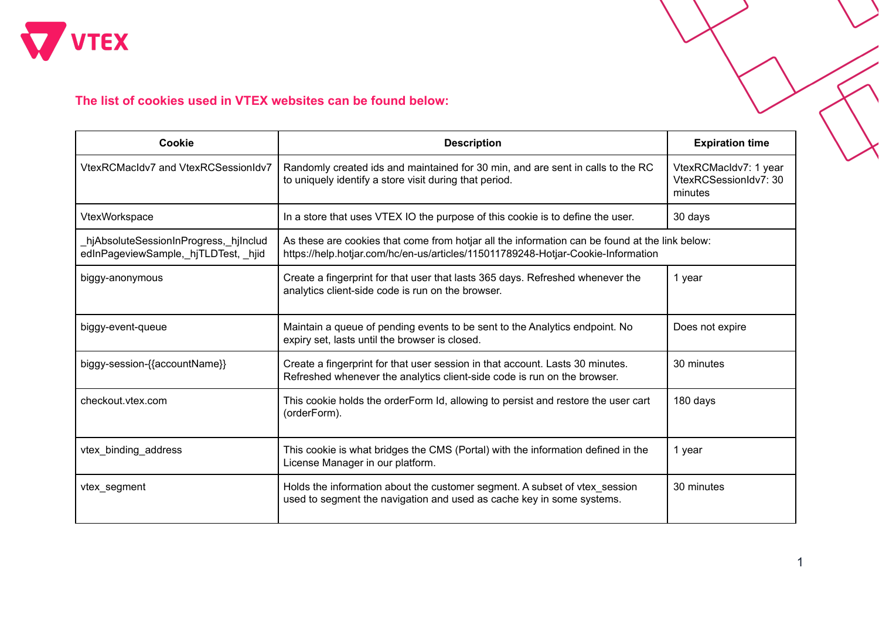VTEX

## The list of cookies used in VTEX websites can be found below:

| Cookie | Description | Expiration time |
|---|---|---|
| VtexRCMacIdv7 and VtexRCSessionIdv7 | Randomly created ids and maintained for 30 min, and are sent in calls to the RC to uniquely identify a store visit during that period. | VtexRCMacIdv7: 1 year VtexRCSessionIdv7: 30 minutes |
| VtexWorkspace | In a store that uses VTEX IO the purpose of this cookie is to define the user. | 30 days |
| _hjAbsoluteSessionInProgress,_hjIncludedInPageviewSample,_hjTLDTest, _hjid | As these are cookies that come from hotjar all the information can be found at the link below: https://help.hotjar.com/hc/en-us/articles/115011789248-Hotjar-Cookie-Information | |
| biggy-anonymous | Create a fingerprint for that user that lasts 365 days. Refreshed whenever the analytics client-side code is run on the browser. | 1 year |
| biggy-event-queue | Maintain a queue of pending events to be sent to the Analytics endpoint. No expiry set, lasts until the browser is closed. | Does not expire |
| biggy-session-{{accountName}} | Create a fingerprint for that user session in that account. Lasts 30 minutes. Refreshed whenever the analytics client-side code is run on the browser. | 30 minutes |
| checkout.vtex.com | This cookie holds the orderForm Id, allowing to persist and restore the user cart (orderForm). | 180 days |
| vtex_binding_address | This cookie is what bridges the CMS (Portal) with the information defined in the License Manager in our platform. | 1 year |
| vtex_segment | Holds the information about the customer segment. A subset of vtex_session used to segment the navigation and used as cache key in some systems. | 30 minutes |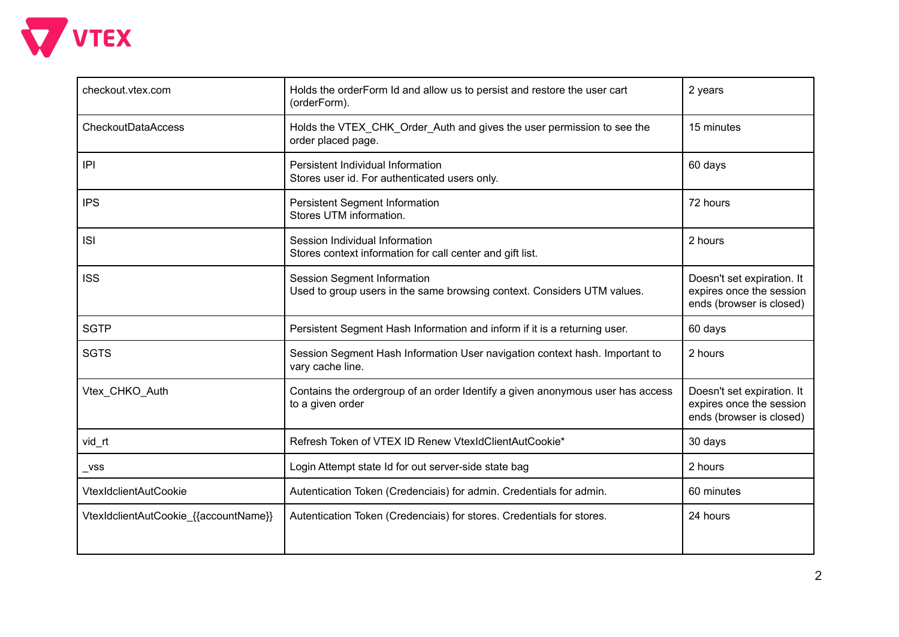| checkout.vtex.com | Holds the orderForm Id and allow us to persist and restore the user cart (orderForm). | 2 years |
|---|---|---|
| CheckoutDataAccess | Holds the VTEX_CHK_Order_Auth and gives the user permission to see the order placed page. | 15 minutes |
| IPI | Persistent Individual Information<br>Stores user id. For authenticated users only. | 60 days |
| IPS | Persistent Segment Information<br>Stores UTM information. | 72 hours |
| ISI | Session Individual Information<br>Stores context information for call center and gift list. | 2 hours |
| ISS | Session Segment Information<br>Used to group users in the same browsing context. Considers UTM values. | Doesn't set expiration. It expires once the session ends (browser is closed) |
| SGTP | Persistent Segment Hash Information and inform if it is a returning user. | 60 days |
| SGTS | Session Segment Hash Information User navigation context hash. Important to vary cache line. | 2 hours |
| Vtex_CHKO_Auth | Contains the ordergroup of an order Identify a given anonymous user has access to a given order | Doesn't set expiration. It expires once the session ends (browser is closed) |
| vid_rt | Refresh Token of VTEX ID Renew VtexIdClientAutCookie* | 30 days |
| _vss | Login Attempt state Id for out server-side state bag | 2 hours |
| VtexIdclientAutCookie | Autentication Token (Credenciais) for admin. Credentials for admin. | 60 minutes |
| VtexIdclientAutCookie_{{accountName}} | Autentication Token (Credenciais) for stores. Credentials for stores. | 24 hours |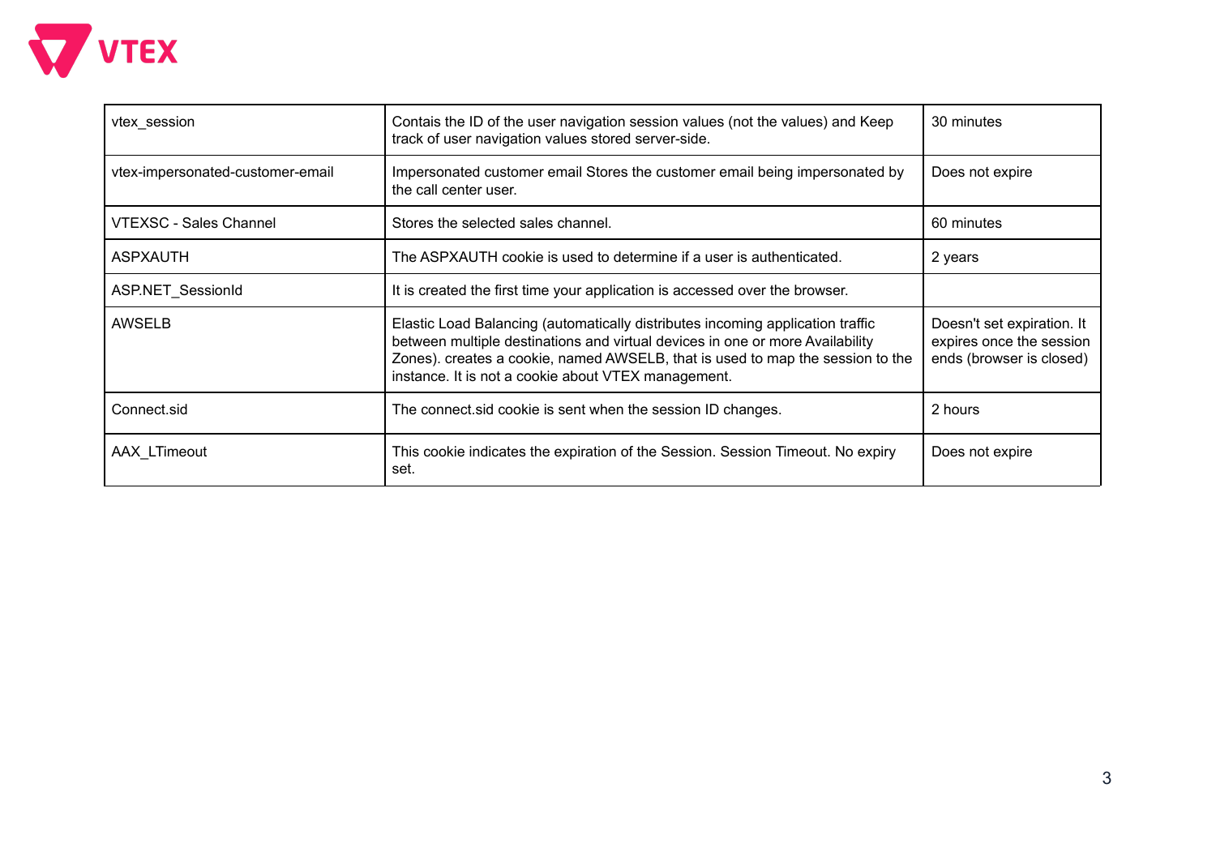| | | |
|---|---|---|
| vtex_session | Contais the ID of the user navigation session values (not the values) and Keep track of user navigation values stored server-side. | 30 minutes |
| vtex-impersonated-customer-email | Impersonated customer email Stores the customer email being impersonated by the call center user. | Does not expire |
| VTEXSC - Sales Channel | Stores the selected sales channel. | 60 minutes |
| ASPXAUTH | The ASPXAUTH cookie is used to determine if a user is authenticated. | 2 years |
| ASP.NET_SessionId | It is created the first time your application is accessed over the browser. | |
| AWSELB | Elastic Load Balancing (automatically distributes incoming application traffic between multiple destinations and virtual devices in one or more Availability Zones). creates a cookie, named AWSELB, that is used to map the session to the instance. It is not a cookie about VTEX management. | Doesn't set expiration. It expires once the session ends (browser is closed) |
| Connect.sid | The connect.sid cookie is sent when the session ID changes. | 2 hours |
| AAX_LTimeout | This cookie indicates the expiration of the Session. Session Timeout. No expiry set. | Does not expire |